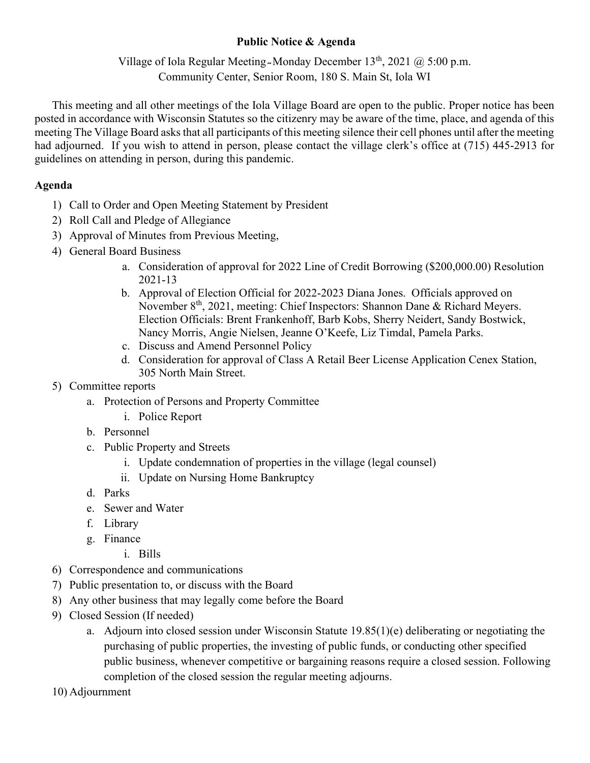# Public Notice & Agenda

Village of Iola Regular Meeting~Monday December 13th, 2021 @ 5:00 p.m.
Community Center, Senior Room, 180 S. Main St, Iola WI

This meeting and all other meetings of the Iola Village Board are open to the public. Proper notice has been posted in accordance with Wisconsin Statutes so the citizenry may be aware of the time, place, and agenda of this meeting The Village Board asks that all participants of this meeting silence their cell phones until after the meeting had adjourned. If you wish to attend in person, please contact the village clerk's office at (715) 445-2913 for guidelines on attending in person, during this pandemic.

## Agenda

1) Call to Order and Open Meeting Statement by President
2) Roll Call and Pledge of Allegiance
3) Approval of Minutes from Previous Meeting,
4) General Board Business
    a. Consideration of approval for 2022 Line of Credit Borrowing ($200,000.00) Resolution 2021-13
    b. Approval of Election Official for 2022-2023 Diana Jones. Officials approved on November 8th, 2021, meeting: Chief Inspectors: Shannon Dane & Richard Meyers. Election Officials: Brent Frankenhoff, Barb Kobs, Sherry Neidert, Sandy Bostwick, Nancy Morris, Angie Nielsen, Jeanne O'Keefe, Liz Timdal, Pamela Parks.
    c. Discuss and Amend Personnel Policy
    d. Consideration for approval of Class A Retail Beer License Application Cenex Station, 305 North Main Street.
5) Committee reports
    a. Protection of Persons and Property Committee
        i. Police Report
    b. Personnel
    c. Public Property and Streets
        i. Update condemnation of properties in the village (legal counsel)
        ii. Update on Nursing Home Bankruptcy
    d. Parks
    e. Sewer and Water
    f. Library
    g. Finance
        i. Bills
6) Correspondence and communications
7) Public presentation to, or discuss with the Board
8) Any other business that may legally come before the Board
9) Closed Session (If needed)
    a. Adjourn into closed session under Wisconsin Statute 19.85(1)(e) deliberating or negotiating the purchasing of public properties, the investing of public funds, or conducting other specified public business, whenever competitive or bargaining reasons require a closed session. Following completion of the closed session the regular meeting adjourns.
10) Adjournment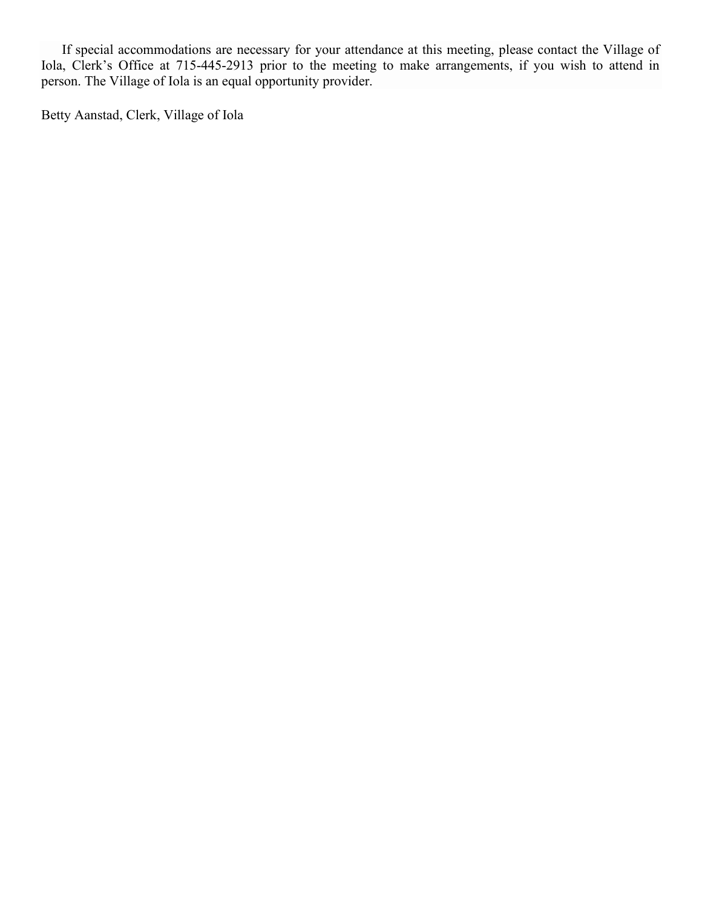If special accommodations are necessary for your attendance at this meeting, please contact the Village of Iola, Clerk's Office at 715-445-2913 prior to the meeting to make arrangements, if you wish to attend in person. The Village of Iola is an equal opportunity provider.

Betty Aanstad, Clerk, Village of Iola